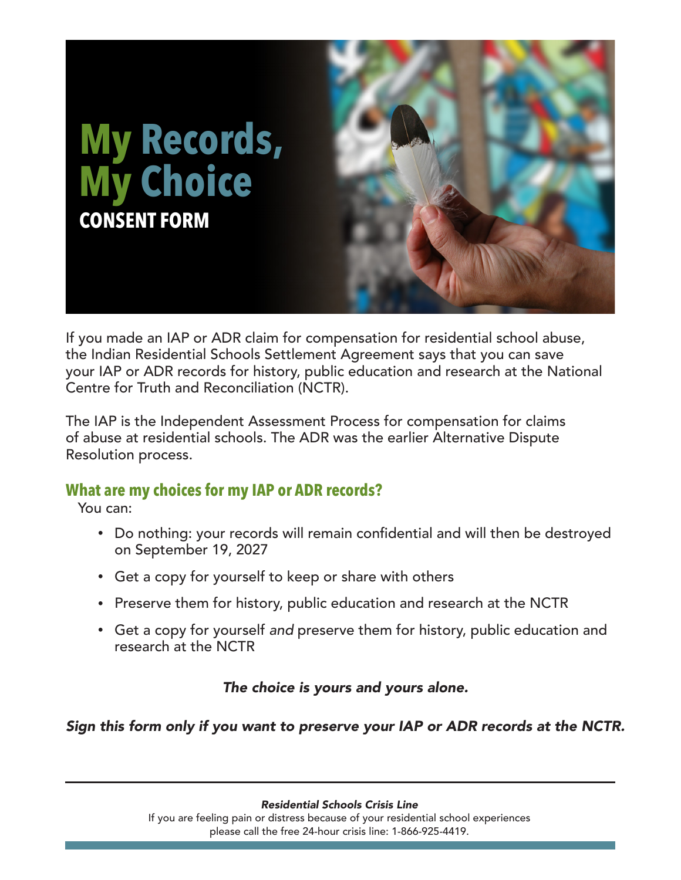# My Records, My Choice

## CONSENT FORM

If you made an IAP or ADR claim for compensation for residential school abuse, the Indian Residential Schools Settlement Agreement says that you can save your IAP or ADR records for history, public education and research at the National Centre for Truth and Reconciliation (NCTR).

The IAP is the Independent Assessment Process for compensation for claims of abuse at residential schools. The ADR was the earlier Alternative Dispute Resolution process.

### What are my choices for my IAP or ADR records?

You can:

- Do nothing: your records will remain confidential and will then be destroyed on September 19, 2027
- Get a copy for yourself to keep or share with others
- Preserve them for history, public education and research at the NCTR
- Get a copy for yourself *and* preserve them for history, public education and research at the NCTR

***The choice is yours and yours alone.***

***Sign this form only if you want to preserve your IAP or ADR records at the NCTR.***

---

***Residential Schools Crisis Line***
If you are feeling pain or distress because of your residential school experiences please call the free 24-hour crisis line: 1-866-925-4419.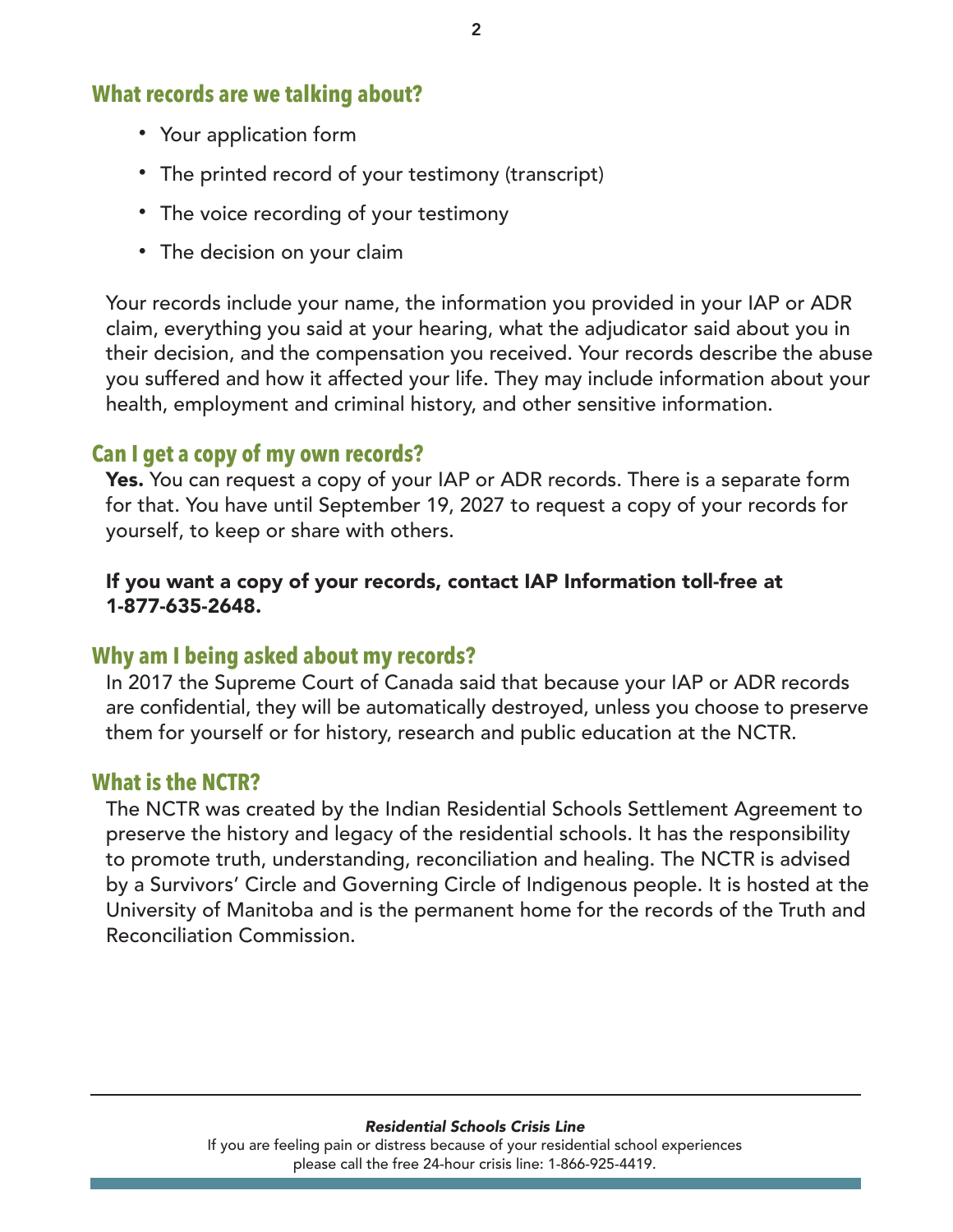## What records are we talking about?

- Your application form
- The printed record of your testimony (transcript)
- The voice recording of your testimony
- The decision on your claim

Your records include your name, the information you provided in your IAP or ADR claim, everything you said at your hearing, what the adjudicator said about you in their decision, and the compensation you received. Your records describe the abuse you suffered and how it affected your life. They may include information about your health, employment and criminal history, and other sensitive information.

## Can I get a copy of my own records?

**Yes.** You can request a copy of your IAP or ADR records. There is a separate form for that. You have until September 19, 2027 to request a copy of your records for yourself, to keep or share with others.

**If you want a copy of your records, contact IAP Information toll-free at 1-877-635-2648.**

## Why am I being asked about my records?

In 2017 the Supreme Court of Canada said that because your IAP or ADR records are confidential, they will be automatically destroyed, unless you choose to preserve them for yourself or for history, research and public education at the NCTR.

## What is the NCTR?

The NCTR was created by the Indian Residential Schools Settlement Agreement to preserve the history and legacy of the residential schools. It has the responsibility to promote truth, understanding, reconciliation and healing. The NCTR is advised by a Survivors' Circle and Governing Circle of Indigenous people. It is hosted at the University of Manitoba and is the permanent home for the records of the Truth and Reconciliation Commission.

***Residential Schools Crisis Line***

If you are feeling pain or distress because of your residential school experiences please call the free 24-hour crisis line: 1-866-925-4419.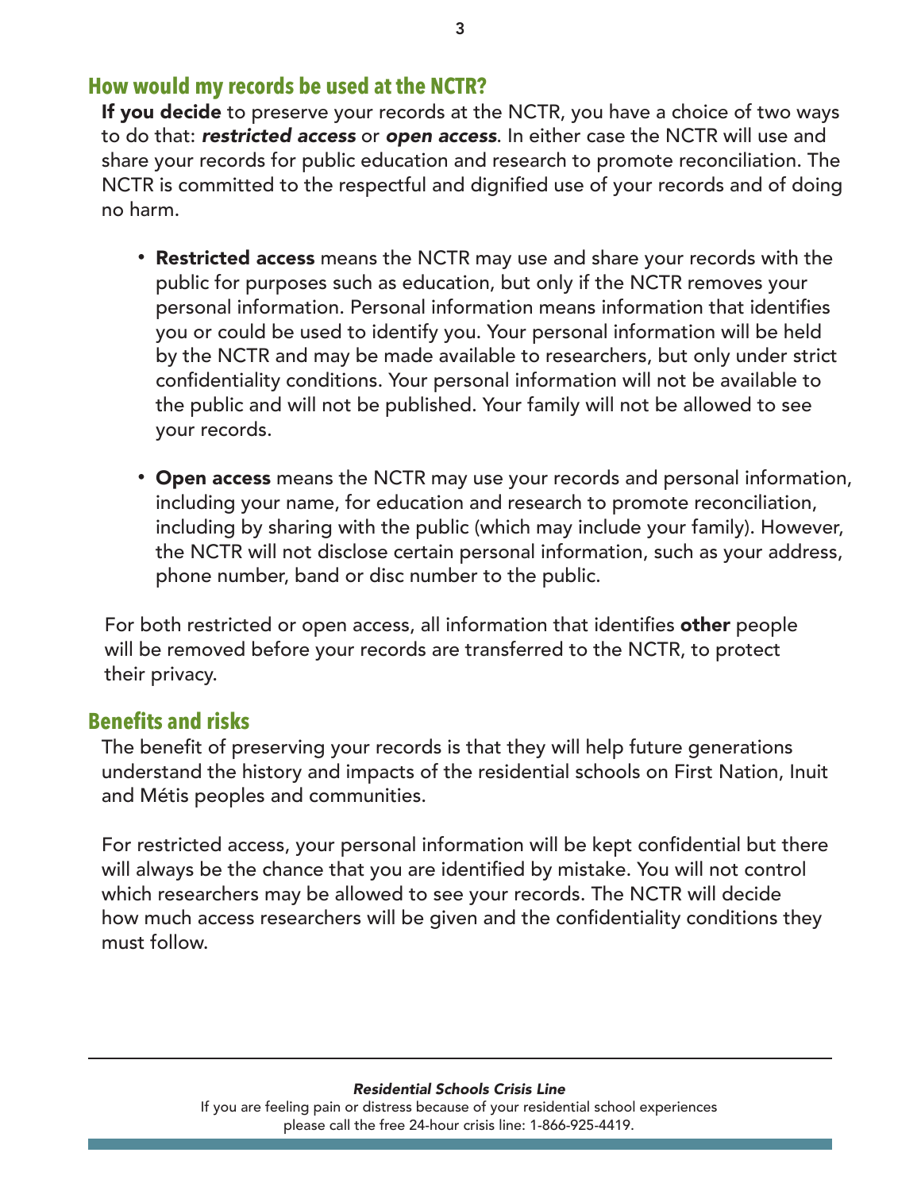## How would my records be used at the NCTR?

**If you decide** to preserve your records at the NCTR, you have a choice of two ways to do that: ***restricted access*** or ***open access***. In either case the NCTR will use and share your records for public education and research to promote reconciliation. The NCTR is committed to the respectful and dignified use of your records and of doing no harm.

- **Restricted access** means the NCTR may use and share your records with the public for purposes such as education, but only if the NCTR removes your personal information. Personal information means information that identifies you or could be used to identify you. Your personal information will be held by the NCTR and may be made available to researchers, but only under strict confidentiality conditions. Your personal information will not be available to the public and will not be published. Your family will not be allowed to see your records.

- **Open access** means the NCTR may use your records and personal information, including your name, for education and research to promote reconciliation, including by sharing with the public (which may include your family). However, the NCTR will not disclose certain personal information, such as your address, phone number, band or disc number to the public.

For both restricted or open access, all information that identifies **other** people will be removed before your records are transferred to the NCTR, to protect their privacy.

## Benefits and risks

The benefit of preserving your records is that they will help future generations understand the history and impacts of the residential schools on First Nation, Inuit and Métis peoples and communities.

For restricted access, your personal information will be kept confidential but there will always be the chance that you are identified by mistake. You will not control which researchers may be allowed to see your records. The NCTR will decide how much access researchers will be given and the confidentiality conditions they must follow.

***Residential Schools Crisis Line***

If you are feeling pain or distress because of your residential school experiences please call the free 24-hour crisis line: 1-866-925-4419.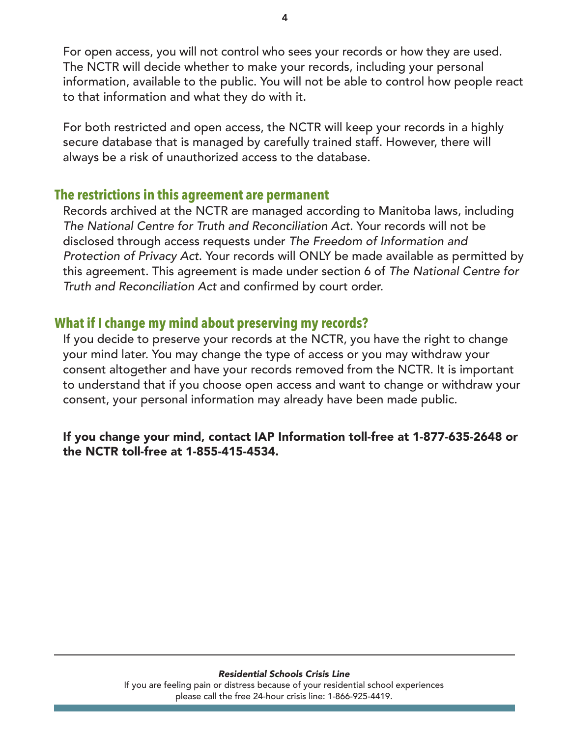For open access, you will not control who sees your records or how they are used. The NCTR will decide whether to make your records, including your personal information, available to the public. You will not be able to control how people react to that information and what they do with it.

For both restricted and open access, the NCTR will keep your records in a highly secure database that is managed by carefully trained staff. However, there will always be a risk of unauthorized access to the database.

## The restrictions in this agreement are permanent

Records archived at the NCTR are managed according to Manitoba laws, including *The National Centre for Truth and Reconciliation Act*. Your records will not be disclosed through access requests under *The Freedom of Information and Protection of Privacy Act*. Your records will ONLY be made available as permitted by this agreement. This agreement is made under section 6 of *The National Centre for Truth and Reconciliation Act* and confirmed by court order.

## What if I change my mind about preserving my records?

If you decide to preserve your records at the NCTR, you have the right to change your mind later. You may change the type of access or you may withdraw your consent altogether and have your records removed from the NCTR. It is important to understand that if you choose open access and want to change or withdraw your consent, your personal information may already have been made public.

**If you change your mind, contact IAP Information toll-free at 1-877-635-2648 or the NCTR toll-free at 1-855-415-4534.**

***Residential Schools Crisis Line***

If you are feeling pain or distress because of your residential school experiences please call the free 24-hour crisis line: 1-866-925-4419.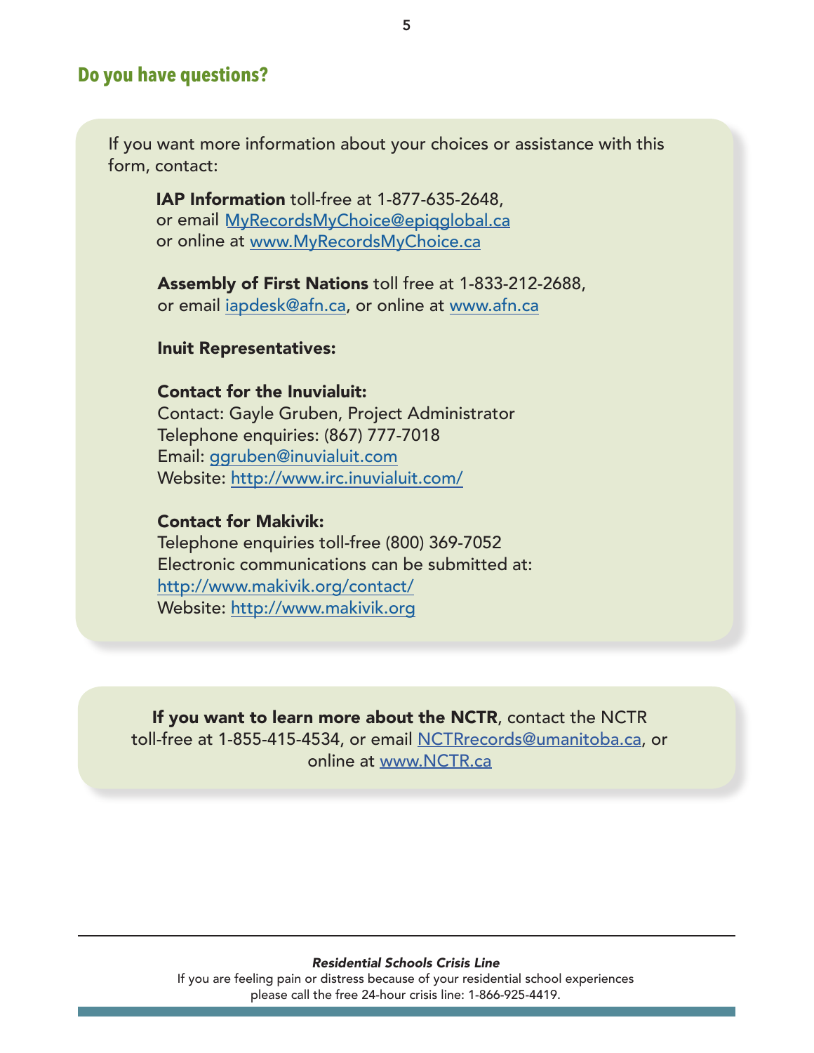## Do you have questions?

If you want more information about your choices or assistance with this form, contact:

**IAP Information** toll-free at 1-877-635-2648,
or email MyRecordsMyChoice@epiqglobal.ca
or online at www.MyRecordsMyChoice.ca

**Assembly of First Nations** toll free at 1-833-212-2688,
or email iapdesk@afn.ca, or online at www.afn.ca

**Inuit Representatives:**

**Contact for the Inuvialuit:**
Contact: Gayle Gruben, Project Administrator
Telephone enquiries: (867) 777-7018
Email: ggruben@inuvialuit.com
Website: http://www.irc.inuvialuit.com/

**Contact for Makivik:**
Telephone enquiries toll-free (800) 369-7052
Electronic communications can be submitted at:
http://www.makivik.org/contact/
Website: http://www.makivik.org

**If you want to learn more about the NCTR**, contact the NCTR toll-free at 1-855-415-4534, or email NCTRrecords@umanitoba.ca, or online at www.NCTR.ca

***Residential Schools Crisis Line***
If you are feeling pain or distress because of your residential school experiences please call the free 24-hour crisis line: 1-866-925-4419.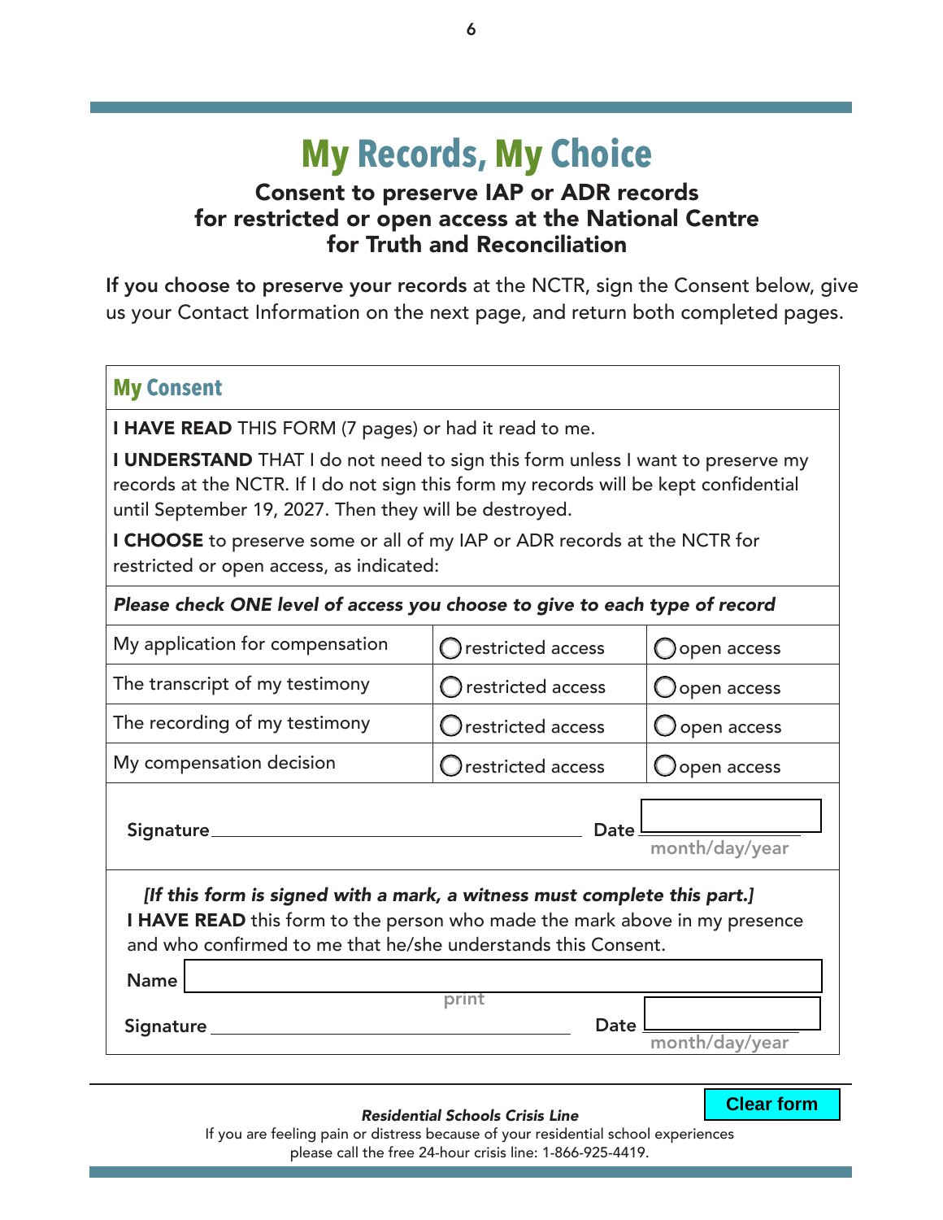# My Records, My Choice

### Consent to preserve IAP or ADR records for restricted or open access at the National Centre for Truth and Reconciliation

**If you choose to preserve your records** at the NCTR, sign the Consent below, give us your Contact Information on the next page, and return both completed pages.

## My Consent

**I HAVE READ** THIS FORM (7 pages) or had it read to me.

**I UNDERSTAND** THAT I do not need to sign this form unless I want to preserve my records at the NCTR. If I do not sign this form my records will be kept confidential until September 19, 2027. Then they will be destroyed.

**I CHOOSE** to preserve some or all of my IAP or ADR records at the NCTR for restricted or open access, as indicated:

***Please check ONE level of access you choose to give to each type of record***

| | | |
|---|---|---|
| My application for compensation | ◯ restricted access | ◯ open access |
| The transcript of my testimony | ◯ restricted access | ◯ open access |
| The recording of my testimony | ◯ restricted access | ◯ open access |
| My compensation decision | ◯ restricted access | ◯ open access |

**Signature** ______________________________ **Date** ____________
month/day/year

***[If this form is signed with a mark, a witness must complete this part.]***

**I HAVE READ** this form to the person who made the mark above in my presence and who confirmed to me that he/she understands this Consent.

**Name** ______________________________
print

**Signature** ______________________________ **Date** ____________
month/day/year

Clear form

***Residential Schools Crisis Line***

If you are feeling pain or distress because of your residential school experiences please call the free 24-hour crisis line: 1-866-925-4419.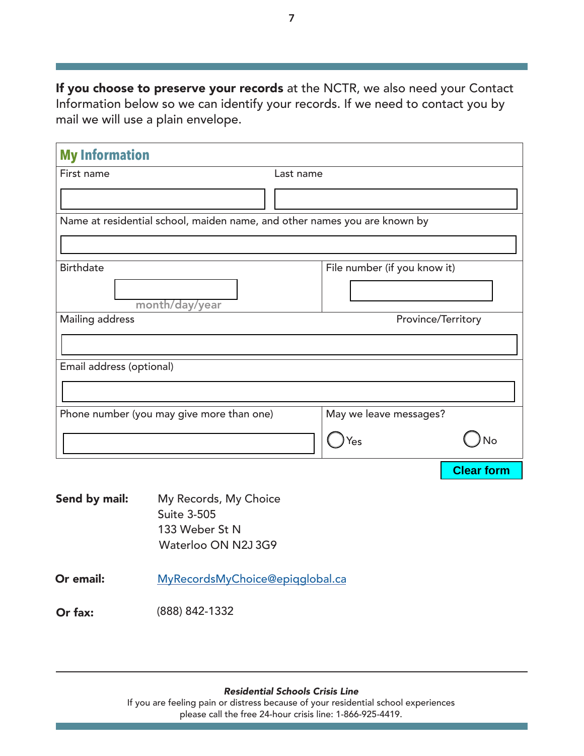**If you choose to preserve your records** at the NCTR, we also need your Contact Information below so we can identify your records. If we need to contact you by mail we will use a plain envelope.

## My Information

| | |
|---|---|
| First name | Last name |
| Name at residential school, maiden name, and other names you are known by | |
| Birthdate (month/day/year) | File number (if you know it) |
| Mailing address | Province/Territory |
| Email address (optional) | |
| Phone number (you may give more than one) | May we leave messages? ◯ Yes ◯ No |

Clear form

**Send by mail:** My Records, My Choice
Suite 3-505
133 Weber St N
Waterloo ON N2J 3G9

**Or email:** MyRecordsMyChoice@epiqglobal.ca

**Or fax:** (888) 842-1332

***Residential Schools Crisis Line***

If you are feeling pain or distress because of your residential school experiences please call the free 24-hour crisis line: 1-866-925-4419.